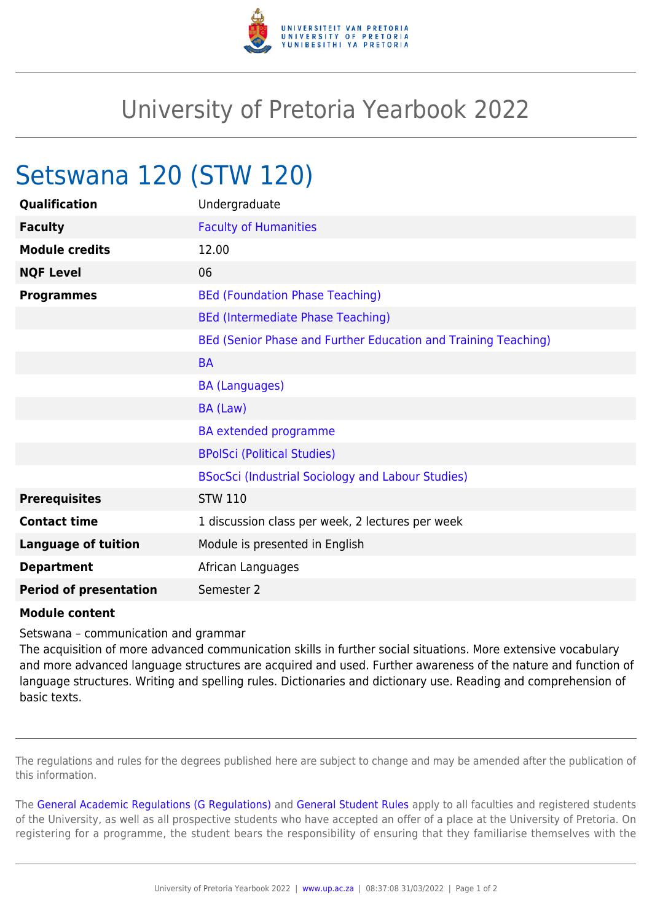# University of Pretoria Yearbook 2022

## Setswana 120 (STW 120)

| | |
|---|---|
| **Qualification** | Undergraduate |
| **Faculty** | Faculty of Humanities |
| **Module credits** | 12.00 |
| **NQF Level** | 06 |
| **Programmes** | BEd (Foundation Phase Teaching) |
| | BEd (Intermediate Phase Teaching) |
| | BEd (Senior Phase and Further Education and Training Teaching) |
| | BA |
| | BA (Languages) |
| | BA (Law) |
| | BA extended programme |
| | BPolSci (Political Studies) |
| | BSocSci (Industrial Sociology and Labour Studies) |
| **Prerequisites** | STW 110 |
| **Contact time** | 1 discussion class per week, 2 lectures per week |
| **Language of tuition** | Module is presented in English |
| **Department** | African Languages |
| **Period of presentation** | Semester 2 |

**Module content**

Setswana – communication and grammar
The acquisition of more advanced communication skills in further social situations. More extensive vocabulary and more advanced language structures are acquired and used. Further awareness of the nature and function of language structures. Writing and spelling rules. Dictionaries and dictionary use. Reading and comprehension of basic texts.

The regulations and rules for the degrees published here are subject to change and may be amended after the publication of this information.

The General Academic Regulations (G Regulations) and General Student Rules apply to all faculties and registered students of the University, as well as all prospective students who have accepted an offer of a place at the University of Pretoria. On registering for a programme, the student bears the responsibility of ensuring that they familiarise themselves with the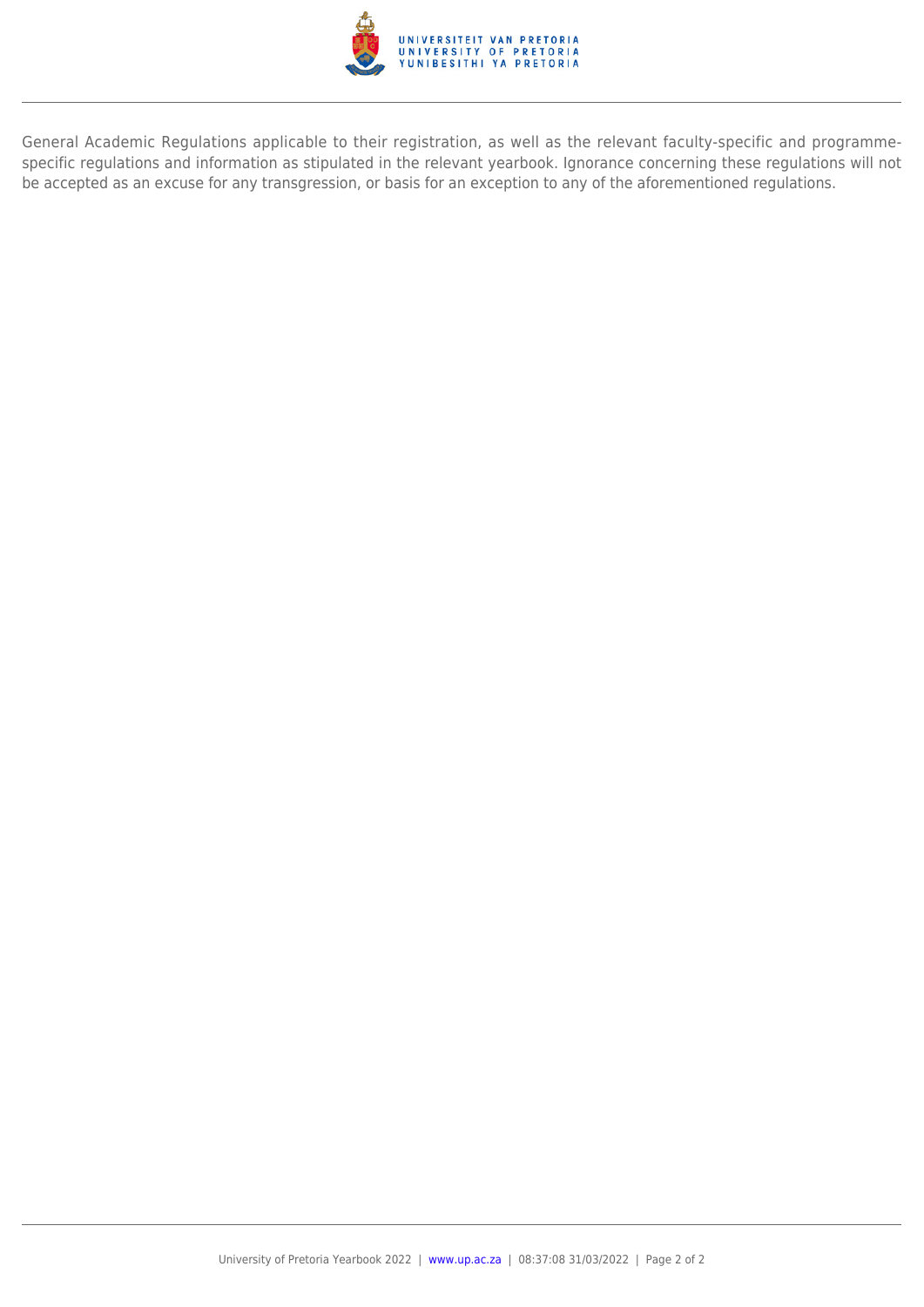General Academic Regulations applicable to their registration, as well as the relevant faculty-specific and programme-specific regulations and information as stipulated in the relevant yearbook. Ignorance concerning these regulations will not be accepted as an excuse for any transgression, or basis for an exception to any of the aforementioned regulations.